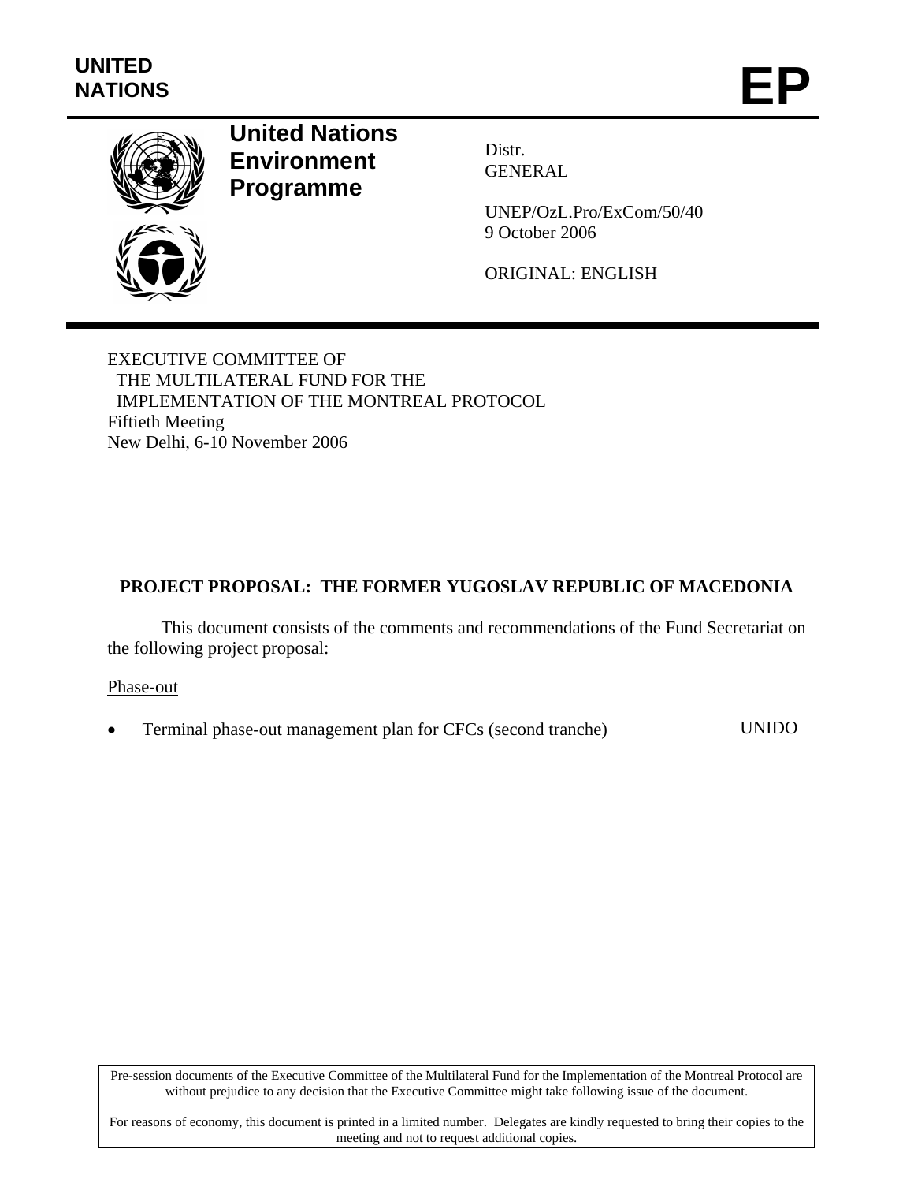UNITED NATIONS

# EP

**United Nations Environment Programme**

Distr.
GENERAL

UNEP/OzL.Pro/ExCom/50/40
9 October 2006

ORIGINAL: ENGLISH

EXECUTIVE COMMITTEE OF
THE MULTILATERAL FUND FOR THE
IMPLEMENTATION OF THE MONTREAL PROTOCOL
Fiftieth Meeting
New Delhi, 6-10 November 2006

## PROJECT PROPOSAL: THE FORMER YUGOSLAV REPUBLIC OF MACEDONIA

This document consists of the comments and recommendations of the Fund Secretariat on the following project proposal:

Phase-out

- Terminal phase-out management plan for CFCs (second tranche) UNIDO

Pre-session documents of the Executive Committee of the Multilateral Fund for the Implementation of the Montreal Protocol are without prejudice to any decision that the Executive Committee might take following issue of the document.

For reasons of economy, this document is printed in a limited number. Delegates are kindly requested to bring their copies to the meeting and not to request additional copies.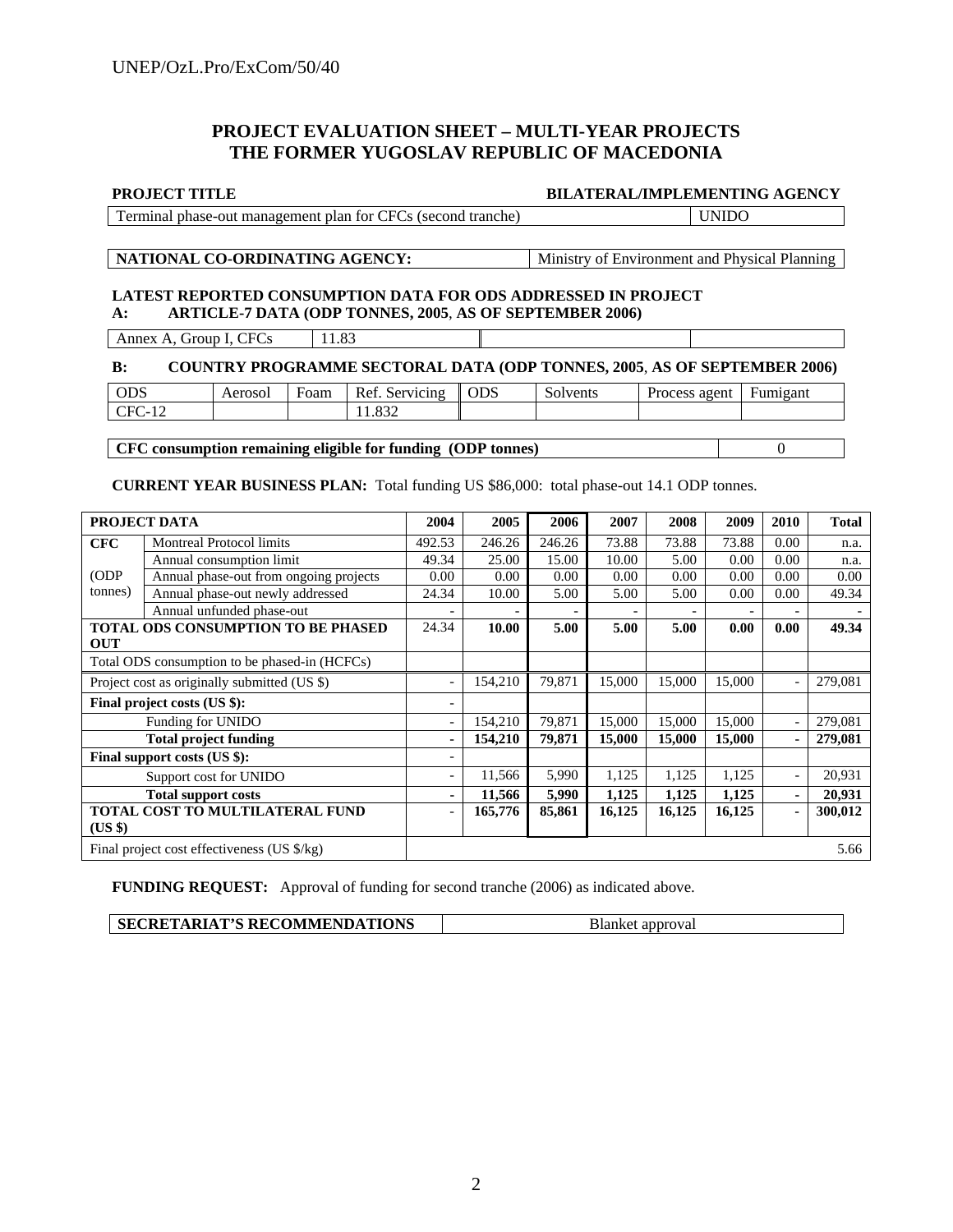## PROJECT EVALUATION SHEET – MULTI-YEAR PROJECTS
## THE FORMER YUGOSLAV REPUBLIC OF MACEDONIA

| PROJECT TITLE | BILATERAL/IMPLEMENTING AGENCY |
|---|---|
| Terminal phase-out management plan for CFCs (second tranche) | UNIDO |

| NATIONAL CO-ORDINATING AGENCY: | Ministry of Environment and Physical Planning |
|---|---|

**LATEST REPORTED CONSUMPTION DATA FOR ODS ADDRESSED IN PROJECT**

**A: ARTICLE-7 DATA (ODP TONNES, 2005, AS OF SEPTEMBER 2006)**

| Annex A, Group I, CFCs | 11.83 | | |
|---|---|---|---|

**B: COUNTRY PROGRAMME SECTORAL DATA (ODP TONNES, 2005, AS OF SEPTEMBER 2006)**

| ODS | Aerosol | Foam | Ref. Servicing | ODS | Solvents | Process agent | Fumigant |
|---|---|---|---|---|---|---|---|
| CFC-12 | | | 11.832 | | | | |

| CFC consumption remaining eligible for funding (ODP tonnes) | 0 |
|---|---|

**CURRENT YEAR BUSINESS PLAN:** Total funding US $86,000: total phase-out 14.1 ODP tonnes.

| PROJECT DATA | | 2004 | 2005 | 2006 | 2007 | 2008 | 2009 | 2010 | Total |
|---|---|---|---|---|---|---|---|---|---|
| **CFC** | Montreal Protocol limits | 492.53 | 246.26 | 246.26 | 73.88 | 73.88 | 73.88 | 0.00 | n.a. |
| | Annual consumption limit | 49.34 | 25.00 | 15.00 | 10.00 | 5.00 | 0.00 | 0.00 | n.a. |
| (ODP | Annual phase-out from ongoing projects | 0.00 | 0.00 | 0.00 | 0.00 | 0.00 | 0.00 | 0.00 | 0.00 |
| tonnes) | Annual phase-out newly addressed | 24.34 | 10.00 | 5.00 | 5.00 | 5.00 | 0.00 | 0.00 | 49.34 |
| | Annual unfunded phase-out | - | - | - | - | - | - | - | - |
| **TOTAL ODS CONSUMPTION TO BE PHASED OUT** | | 24.34 | **10.00** | **5.00** | **5.00** | **5.00** | **0.00** | **0.00** | **49.34** |
| Total ODS consumption to be phased-in (HCFCs) | | | | | | | | | |
| Project cost as originally submitted (US $) | | - | 154,210 | 79,871 | 15,000 | 15,000 | 15,000 | - | 279,081 |
| **Final project costs (US $):** | | - | | | | | | | |
| | Funding for UNIDO | - | 154,210 | 79,871 | 15,000 | 15,000 | 15,000 | - | 279,081 |
| | **Total project funding** | **-** | **154,210** | **79,871** | **15,000** | **15,000** | **15,000** | **-** | **279,081** |
| **Final support costs (US $):** | | - | | | | | | | |
| | Support cost for UNIDO | - | 11,566 | 5,990 | 1,125 | 1,125 | 1,125 | - | 20,931 |
| | **Total support costs** | **-** | **11,566** | **5,990** | **1,125** | **1,125** | **1,125** | **-** | **20,931** |
| **TOTAL COST TO MULTILATERAL FUND (US $)** | | **-** | **165,776** | **85,861** | **16,125** | **16,125** | **16,125** | **-** | **300,012** |
| Final project cost effectiveness (US $/kg) | | | | | | | | | 5.66 |

**FUNDING REQUEST:** Approval of funding for second tranche (2006) as indicated above.

| SECRETARIAT'S RECOMMENDATIONS | Blanket approval |
|---|---|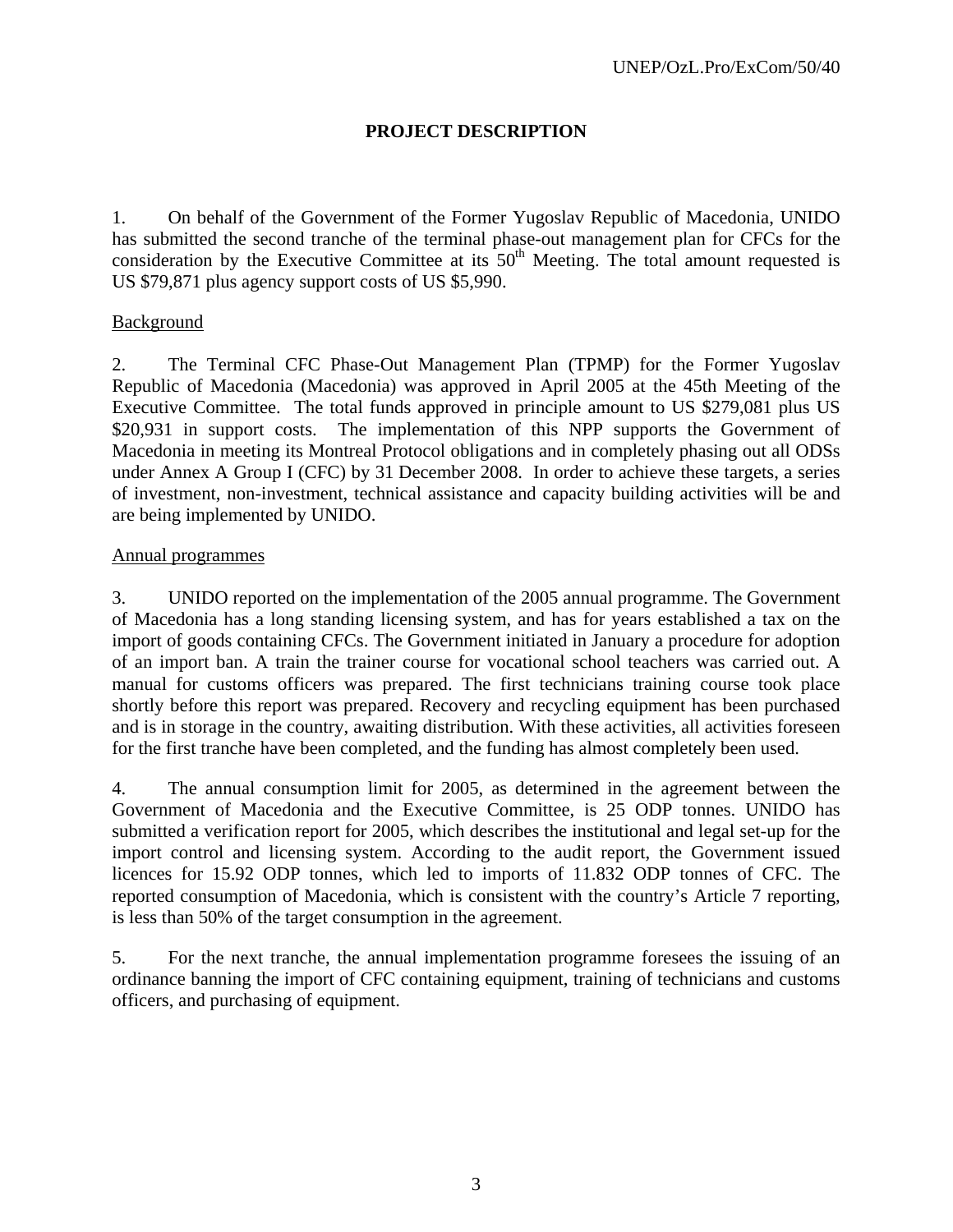# PROJECT DESCRIPTION

1. On behalf of the Government of the Former Yugoslav Republic of Macedonia, UNIDO has submitted the second tranche of the terminal phase-out management plan for CFCs for the consideration by the Executive Committee at its 50th Meeting. The total amount requested is US $79,871 plus agency support costs of US $5,990.

## Background

2. The Terminal CFC Phase-Out Management Plan (TPMP) for the Former Yugoslav Republic of Macedonia (Macedonia) was approved in April 2005 at the 45th Meeting of the Executive Committee. The total funds approved in principle amount to US $279,081 plus US $20,931 in support costs. The implementation of this NPP supports the Government of Macedonia in meeting its Montreal Protocol obligations and in completely phasing out all ODSs under Annex A Group I (CFC) by 31 December 2008. In order to achieve these targets, a series of investment, non-investment, technical assistance and capacity building activities will be and are being implemented by UNIDO.

## Annual programmes

3. UNIDO reported on the implementation of the 2005 annual programme. The Government of Macedonia has a long standing licensing system, and has for years established a tax on the import of goods containing CFCs. The Government initiated in January a procedure for adoption of an import ban. A train the trainer course for vocational school teachers was carried out. A manual for customs officers was prepared. The first technicians training course took place shortly before this report was prepared. Recovery and recycling equipment has been purchased and is in storage in the country, awaiting distribution. With these activities, all activities foreseen for the first tranche have been completed, and the funding has almost completely been used.

4. The annual consumption limit for 2005, as determined in the agreement between the Government of Macedonia and the Executive Committee, is 25 ODP tonnes. UNIDO has submitted a verification report for 2005, which describes the institutional and legal set-up for the import control and licensing system. According to the audit report, the Government issued licences for 15.92 ODP tonnes, which led to imports of 11.832 ODP tonnes of CFC. The reported consumption of Macedonia, which is consistent with the country's Article 7 reporting, is less than 50% of the target consumption in the agreement.

5. For the next tranche, the annual implementation programme foresees the issuing of an ordinance banning the import of CFC containing equipment, training of technicians and customs officers, and purchasing of equipment.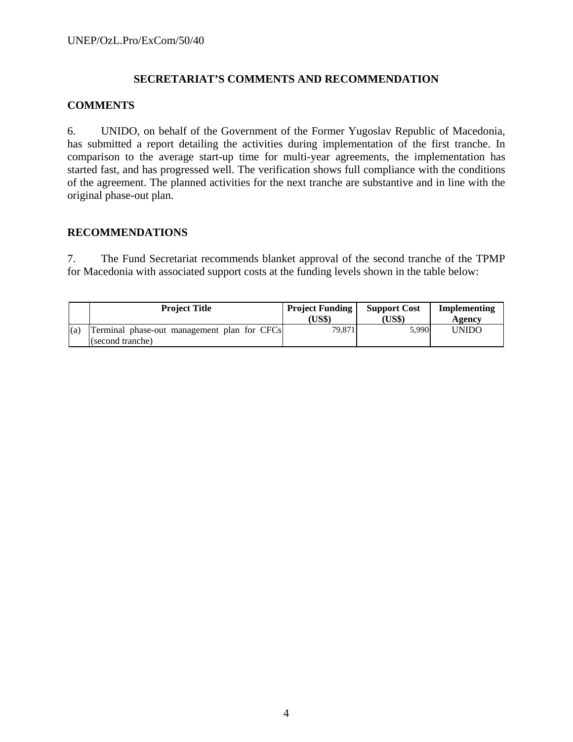## SECRETARIAT'S COMMENTS AND RECOMMENDATION

### COMMENTS

6. UNIDO, on behalf of the Government of the Former Yugoslav Republic of Macedonia, has submitted a report detailing the activities during implementation of the first tranche. In comparison to the average start-up time for multi-year agreements, the implementation has started fast, and has progressed well. The verification shows full compliance with the conditions of the agreement. The planned activities for the next tranche are substantive and in line with the original phase-out plan.

### RECOMMENDATIONS

7. The Fund Secretariat recommends blanket approval of the second tranche of the TPMP for Macedonia with associated support costs at the funding levels shown in the table below:

| | Project Title | Project Funding (US$) | Support Cost (US$) | Implementing Agency |
|---|---|---|---|---|
| (a) | Terminal phase-out management plan for CFCs (second tranche) | 79,871 | 5,990 | UNIDO |